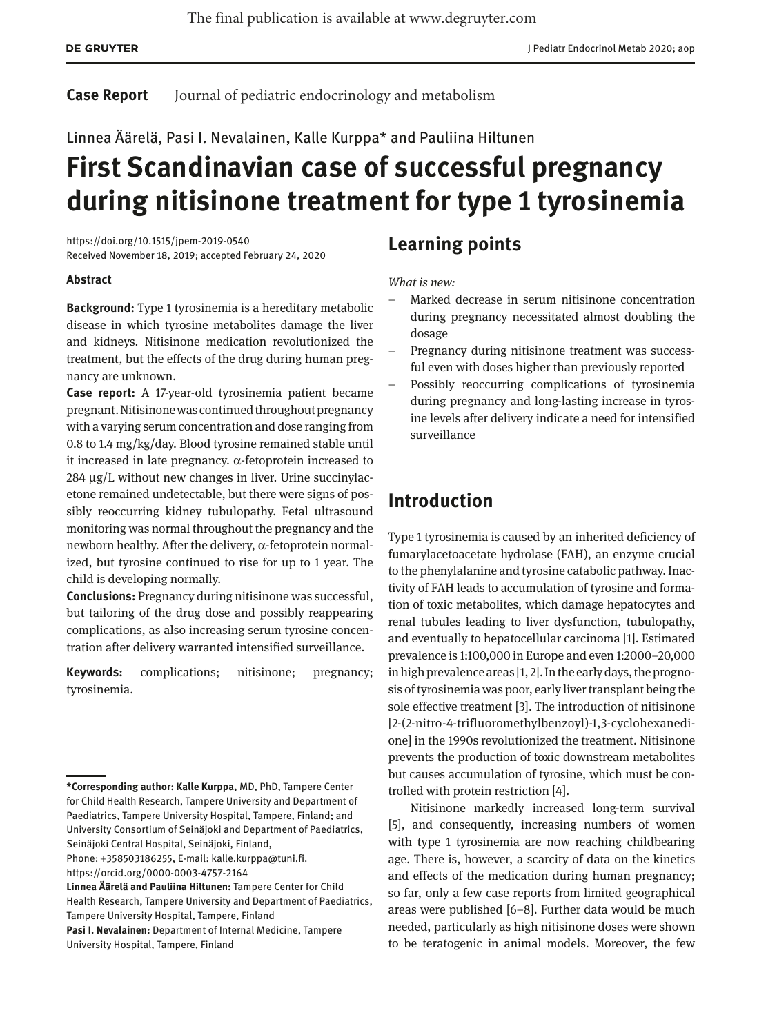The final publication is available at www.degruyter.com

**Case Report** Journal of pediatric endocrinology and metabolism

Linnea Äärelä, Pasi I. Nevalainen, Kalle Kurppa* and Pauliina Hiltunen

# First Scandinavian case of successful pregnancy during nitisinone treatment for type 1 tyrosinemia

https://doi.org/10.1515/jpem-2019-0540
Received November 18, 2019; accepted February 24, 2020

### Abstract

**Background:** Type 1 tyrosinemia is a hereditary metabolic disease in which tyrosine metabolites damage the liver and kidneys. Nitisinone medication revolutionized the treatment, but the effects of the drug during human pregnancy are unknown.

**Case report:** A 17-year-old tyrosinemia patient became pregnant. Nitisinone was continued throughout pregnancy with a varying serum concentration and dose ranging from 0.8 to 1.4 mg/kg/day. Blood tyrosine remained stable until it increased in late pregnancy. α-fetoprotein increased to 284 µg/L without new changes in liver. Urine succinylacetone remained undetectable, but there were signs of possibly reoccurring kidney tubulopathy. Fetal ultrasound monitoring was normal throughout the pregnancy and the newborn healthy. After the delivery, α-fetoprotein normalized, but tyrosine continued to rise for up to 1 year. The child is developing normally.

**Conclusions:** Pregnancy during nitisinone was successful, but tailoring of the drug dose and possibly reappearing complications, as also increasing serum tyrosine concentration after delivery warranted intensified surveillance.

**Keywords:** complications; nitisinone; pregnancy; tyrosinemia.

**\*Corresponding author: Kalle Kurppa,** MD, PhD, Tampere Center for Child Health Research, Tampere University and Department of Paediatrics, Tampere University Hospital, Tampere, Finland; and University Consortium of Seinäjoki and Department of Paediatrics, Seinäjoki Central Hospital, Seinäjoki, Finland,
Phone: +358503186255, E-mail: kalle.kurppa@tuni.fi.
https://orcid.org/0000-0003-4757-2164

**Linnea Äärelä and Pauliina Hiltunen:** Tampere Center for Child Health Research, Tampere University and Department of Paediatrics, Tampere University Hospital, Tampere, Finland

**Pasi I. Nevalainen:** Department of Internal Medicine, Tampere University Hospital, Tampere, Finland

## Learning points

*What is new:*

- Marked decrease in serum nitisinone concentration during pregnancy necessitated almost doubling the dosage
- Pregnancy during nitisinone treatment was successful even with doses higher than previously reported
- Possibly reoccurring complications of tyrosinemia during pregnancy and long-lasting increase in tyrosine levels after delivery indicate a need for intensified surveillance

## Introduction

Type 1 tyrosinemia is caused by an inherited deficiency of fumarylacetoacetate hydrolase (FAH), an enzyme crucial to the phenylalanine and tyrosine catabolic pathway. Inactivity of FAH leads to accumulation of tyrosine and formation of toxic metabolites, which damage hepatocytes and renal tubules leading to liver dysfunction, tubulopathy, and eventually to hepatocellular carcinoma [1]. Estimated prevalence is 1:100,000 in Europe and even 1:2000–20,000 in high prevalence areas [1, 2]. In the early days, the prognosis of tyrosinemia was poor, early liver transplant being the sole effective treatment [3]. The introduction of nitisinone [2-(2-nitro-4-trifluoromethylbenzoyl)-1,3-cyclohexanedione] in the 1990s revolutionized the treatment. Nitisinone prevents the production of toxic downstream metabolites but causes accumulation of tyrosine, which must be controlled with protein restriction [4].

Nitisinone markedly increased long-term survival [5], and consequently, increasing numbers of women with type 1 tyrosinemia are now reaching childbearing age. There is, however, a scarcity of data on the kinetics and effects of the medication during human pregnancy; so far, only a few case reports from limited geographical areas were published [6–8]. Further data would be much needed, particularly as high nitisinone doses were shown to be teratogenic in animal models. Moreover, the few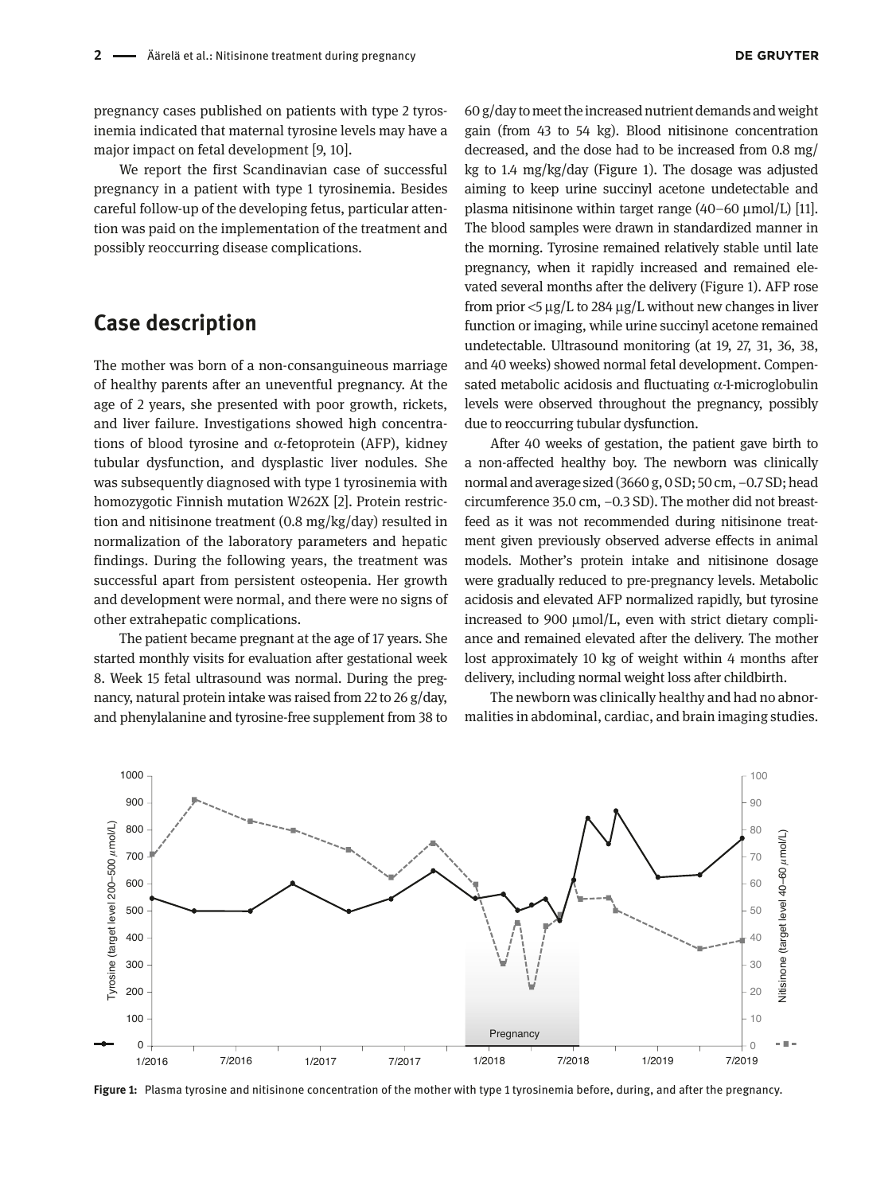pregnancy cases published on patients with type 2 tyrosinemia indicated that maternal tyrosine levels may have a major impact on fetal development [9, 10].

We report the first Scandinavian case of successful pregnancy in a patient with type 1 tyrosinemia. Besides careful follow-up of the developing fetus, particular attention was paid on the implementation of the treatment and possibly reoccurring disease complications.

## Case description

The mother was born of a non-consanguineous marriage of healthy parents after an uneventful pregnancy. At the age of 2 years, she presented with poor growth, rickets, and liver failure. Investigations showed high concentrations of blood tyrosine and α-fetoprotein (AFP), kidney tubular dysfunction, and dysplastic liver nodules. She was subsequently diagnosed with type 1 tyrosinemia with homozygotic Finnish mutation W262X [2]. Protein restriction and nitisinone treatment (0.8 mg/kg/day) resulted in normalization of the laboratory parameters and hepatic findings. During the following years, the treatment was successful apart from persistent osteopenia. Her growth and development were normal, and there were no signs of other extrahepatic complications.

The patient became pregnant at the age of 17 years. She started monthly visits for evaluation after gestational week 8. Week 15 fetal ultrasound was normal. During the pregnancy, natural protein intake was raised from 22 to 26 g/day, and phenylalanine and tyrosine-free supplement from 38 to 60 g/day to meet the increased nutrient demands and weight gain (from 43 to 54 kg). Blood nitisinone concentration decreased, and the dose had to be increased from 0.8 mg/kg to 1.4 mg/kg/day (Figure 1). The dosage was adjusted aiming to keep urine succinyl acetone undetectable and plasma nitisinone within target range (40–60 µmol/L) [11]. The blood samples were drawn in standardized manner in the morning. Tyrosine remained relatively stable until late pregnancy, when it rapidly increased and remained elevated several months after the delivery (Figure 1). AFP rose from prior <5 µg/L to 284 µg/L without new changes in liver function or imaging, while urine succinyl acetone remained undetectable. Ultrasound monitoring (at 19, 27, 31, 36, 38, and 40 weeks) showed normal fetal development. Compensated metabolic acidosis and fluctuating α-1-microglobulin levels were observed throughout the pregnancy, possibly due to reoccurring tubular dysfunction.

After 40 weeks of gestation, the patient gave birth to a non-affected healthy boy. The newborn was clinically normal and average sized (3660 g, 0 SD; 50 cm, −0.7 SD; head circumference 35.0 cm, −0.3 SD). The mother did not breastfeed as it was not recommended during nitisinone treatment given previously observed adverse effects in animal models. Mother's protein intake and nitisinone dosage were gradually reduced to pre-pregnancy levels. Metabolic acidosis and elevated AFP normalized rapidly, but tyrosine increased to 900 µmol/L, even with strict dietary compliance and remained elevated after the delivery. The mother lost approximately 10 kg of weight within 4 months after delivery, including normal weight loss after childbirth.

The newborn was clinically healthy and had no abnormalities in abdominal, cardiac, and brain imaging studies.

**Figure 1:** Plasma tyrosine and nitisinone concentration of the mother with type 1 tyrosinemia before, during, and after the pregnancy.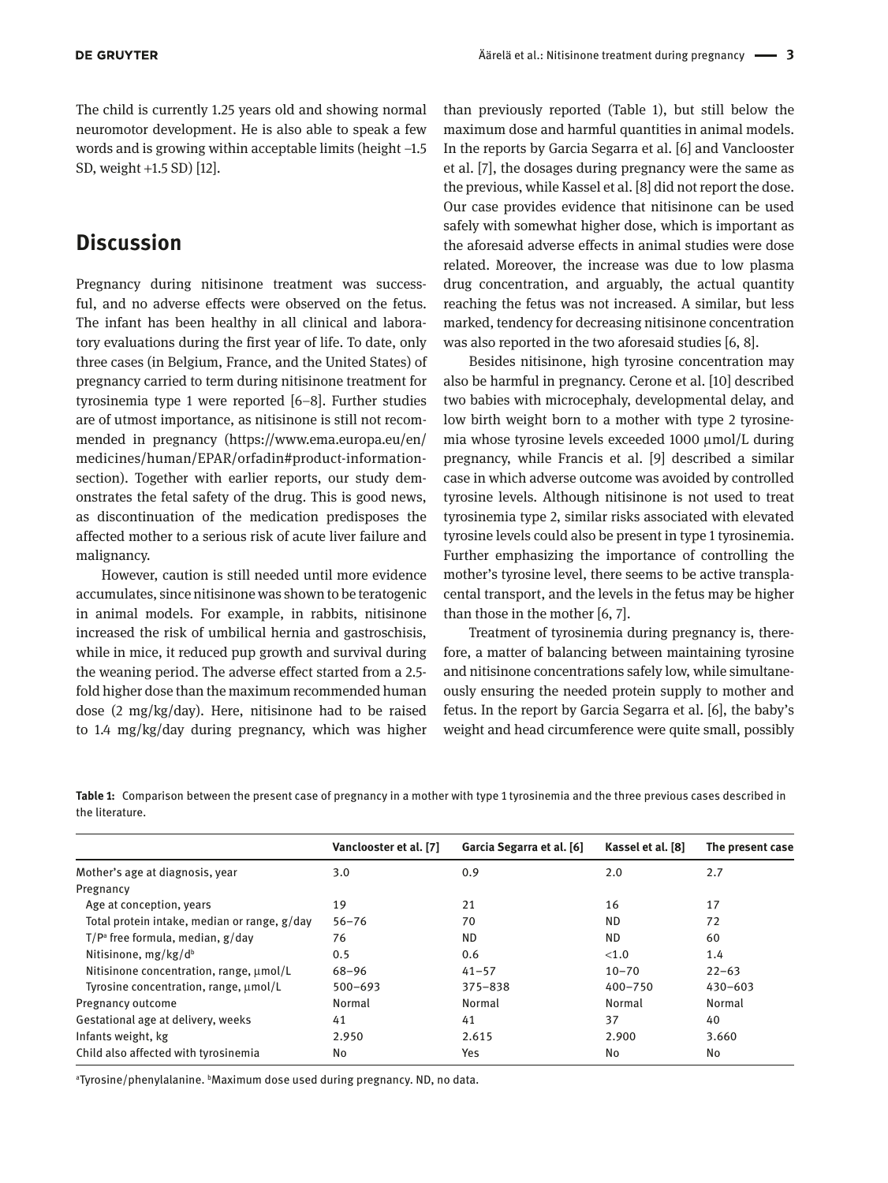The child is currently 1.25 years old and showing normal neuromotor development. He is also able to speak a few words and is growing within acceptable limits (height –1.5 SD, weight +1.5 SD) [12].

## Discussion

Pregnancy during nitisinone treatment was successful, and no adverse effects were observed on the fetus. The infant has been healthy in all clinical and laboratory evaluations during the first year of life. To date, only three cases (in Belgium, France, and the United States) of pregnancy carried to term during nitisinone treatment for tyrosinemia type 1 were reported [6–8]. Further studies are of utmost importance, as nitisinone is still not recommended in pregnancy (https://www.ema.europa.eu/en/medicines/human/EPAR/orfadin#product-information-section). Together with earlier reports, our study demonstrates the fetal safety of the drug. This is good news, as discontinuation of the medication predisposes the affected mother to a serious risk of acute liver failure and malignancy.

However, caution is still needed until more evidence accumulates, since nitisinone was shown to be teratogenic in animal models. For example, in rabbits, nitisinone increased the risk of umbilical hernia and gastroschisis, while in mice, it reduced pup growth and survival during the weaning period. The adverse effect started from a 2.5-fold higher dose than the maximum recommended human dose (2 mg/kg/day). Here, nitisinone had to be raised to 1.4 mg/kg/day during pregnancy, which was higher than previously reported (Table 1), but still below the maximum dose and harmful quantities in animal models. In the reports by Garcia Segarra et al. [6] and Vanclooster et al. [7], the dosages during pregnancy were the same as the previous, while Kassel et al. [8] did not report the dose. Our case provides evidence that nitisinone can be used safely with somewhat higher dose, which is important as the aforesaid adverse effects in animal studies were dose related. Moreover, the increase was due to low plasma drug concentration, and arguably, the actual quantity reaching the fetus was not increased. A similar, but less marked, tendency for decreasing nitisinone concentration was also reported in the two aforesaid studies [6, 8].

Besides nitisinone, high tyrosine concentration may also be harmful in pregnancy. Cerone et al. [10] described two babies with microcephaly, developmental delay, and low birth weight born to a mother with type 2 tyrosinemia whose tyrosine levels exceeded 1000 µmol/L during pregnancy, while Francis et al. [9] described a similar case in which adverse outcome was avoided by controlled tyrosine levels. Although nitisinone is not used to treat tyrosinemia type 2, similar risks associated with elevated tyrosine levels could also be present in type 1 tyrosinemia. Further emphasizing the importance of controlling the mother's tyrosine level, there seems to be active transplacental transport, and the levels in the fetus may be higher than those in the mother [6, 7].

Treatment of tyrosinemia during pregnancy is, therefore, a matter of balancing between maintaining tyrosine and nitisinone concentrations safely low, while simultaneously ensuring the needed protein supply to mother and fetus. In the report by Garcia Segarra et al. [6], the baby's weight and head circumference were quite small, possibly

**Table 1:** Comparison between the present case of pregnancy in a mother with type 1 tyrosinemia and the three previous cases described in the literature.

| | Vanclooster et al. [7] | Garcia Segarra et al. [6] | Kassel et al. [8] | The present case |
|---|---|---|---|---|
| Mother's age at diagnosis, year | 3.0 | 0.9 | 2.0 | 2.7 |
| Pregnancy | | | | |
| Age at conception, years | 19 | 21 | 16 | 17 |
| Total protein intake, median or range, g/day | 56–76 | 70 | ND | 72 |
| T/P[a] free formula, median, g/day | 76 | ND | ND | 60 |
| Nitisinone, mg/kg/d[b] | 0.5 | 0.6 | <1.0 | 1.4 |
| Nitisinone concentration, range, µmol/L | 68–96 | 41–57 | 10–70 | 22–63 |
| Tyrosine concentration, range, µmol/L | 500–693 | 375–838 | 400–750 | 430–603 |
| Pregnancy outcome | Normal | Normal | Normal | Normal |
| Gestational age at delivery, weeks | 41 | 41 | 37 | 40 |
| Infants weight, kg | 2.950 | 2.615 | 2.900 | 3.660 |
| Child also affected with tyrosinemia | No | Yes | No | No |

[a]Tyrosine/phenylalanine. [b]Maximum dose used during pregnancy. ND, no data.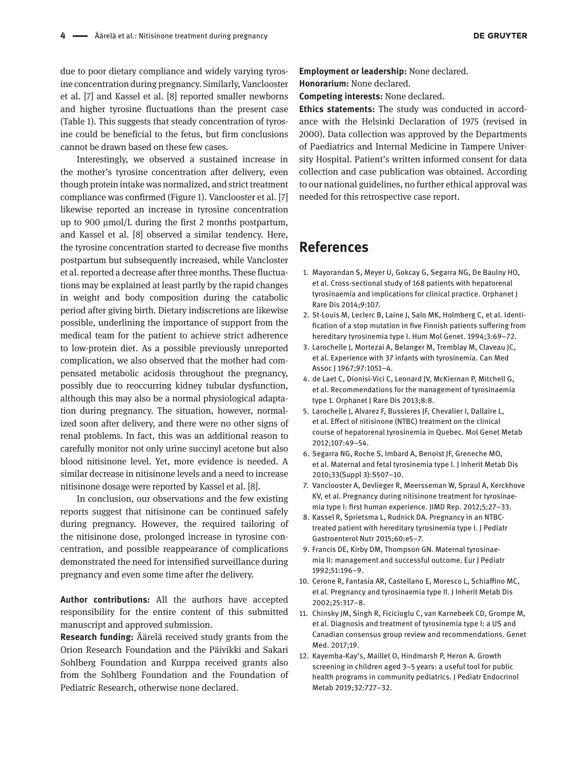due to poor dietary compliance and widely varying tyrosine concentration during pregnancy. Similarly, Vanclooster et al. [7] and Kassel et al. [8] reported smaller newborns and higher tyrosine fluctuations than the present case (Table 1). This suggests that steady concentration of tyrosine could be beneficial to the fetus, but firm conclusions cannot be drawn based on these few cases.

Interestingly, we observed a sustained increase in the mother's tyrosine concentration after delivery, even though protein intake was normalized, and strict treatment compliance was confirmed (Figure 1). Vanclooster et al. [7] likewise reported an increase in tyrosine concentration up to 900 µmol/L during the first 2 months postpartum, and Kassel et al. [8] observed a similar tendency. Here, the tyrosine concentration started to decrease five months postpartum but subsequently increased, while Vancloster et al. reported a decrease after three months. These fluctuations may be explained at least partly by the rapid changes in weight and body composition during the catabolic period after giving birth. Dietary indiscretions are likewise possible, underlining the importance of support from the medical team for the patient to achieve strict adherence to low-protein diet. As a possible previously unreported complication, we also observed that the mother had compensated metabolic acidosis throughout the pregnancy, possibly due to reoccurring kidney tubular dysfunction, although this may also be a normal physiological adaptation during pregnancy. The situation, however, normalized soon after delivery, and there were no other signs of renal problems. In fact, this was an additional reason to carefully monitor not only urine succinyl acetone but also blood nitisinone level. Yet, more evidence is needed. A similar decrease in nitisinone levels and a need to increase nitisinone dosage were reported by Kassel et al. [8].

In conclusion, our observations and the few existing reports suggest that nitisinone can be continued safely during pregnancy. However, the required tailoring of the nitisinone dose, prolonged increase in tyrosine concentration, and possible reappearance of complications demonstrated the need for intensified surveillance during pregnancy and even some time after the delivery.

**Author contributions:** All the authors have accepted responsibility for the entire content of this submitted manuscript and approved submission.

**Research funding:** Äärelä received study grants from the Orion Research Foundation and the Päivikki and Sakari Sohlberg Foundation and Kurppa received grants also from the Sohlberg Foundation and the Foundation of Pediatric Research, otherwise none declared.

**Employment or leadership:** None declared.

**Honorarium:** None declared.

**Competing interests:** None declared.

**Ethics statements:** The study was conducted in accordance with the Helsinki Declaration of 1975 (revised in 2000). Data collection was approved by the Departments of Paediatrics and Internal Medicine in Tampere University Hospital. Patient's written informed consent for data collection and case publication was obtained. According to our national guidelines, no further ethical approval was needed for this retrospective case report.

# References

1. Mayorandan S, Meyer U, Gokcay G, Segarra NG, De Baulny HO, et al. Cross-sectional study of 168 patients with hepatorenal tyrosinaemia and implications for clinical practice. Orphanet J Rare Dis 2014;9:107.
2. St-Louis M, Leclerc B, Laine J, Salo MK, Holmberg C, et al. Identification of a stop mutation in five Finnish patients suffering from hereditary tyrosinemia type I. Hum Mol Genet. 1994;3:69–72.
3. Larochelle J, Mortezai A, Belanger M, Tremblay M, Claveau JC, et al. Experience with 37 infants with tyrosinemia. Can Med Assoc J 1967;97:1051–4.
4. de Laet C, Dionisi-Vici C, Leonard JV, McKiernan P, Mitchell G, et al. Recommendations for the management of tyrosinaemia type 1. Orphanet J Rare Dis 2013;8:8.
5. Larochelle J, Alvarez F, Bussieres JF, Chevalier I, Dallaire L, et al. Effect of nitisinone (NTBC) treatment on the clinical course of hepatorenal tyrosinemia in Quebec. Mol Genet Metab 2012;107:49–54.
6. Segarra NG, Roche S, Imbard A, Benoist JF, Greneche MO, et al. Maternal and fetal tyrosinemia type I. J Inherit Metab Dis 2010;33(Suppl 3):S507–10.
7. Vanclooster A, Devlieger R, Meersseman W, Spraul A, Kerckhove KV, et al. Pregnancy during nitisinone treatment for tyrosinaemia type I: first human experience. JIMD Rep. 2012;5:27–33.
8. Kassel R, Sprietsma L, Rudnick DA. Pregnancy in an NTBC-treated patient with hereditary tyrosinemia type I. J Pediatr Gastroenterol Nutr 2015;60:e5–7.
9. Francis DE, Kirby DM, Thompson GN. Maternal tyrosinaemia II: management and successful outcome. Eur J Pediatr 1992;51:196–9.
10. Cerone R, Fantasia AR, Castellano E, Moresco L, Schiaffino MC, et al. Pregnancy and tyrosinaemia type II. J Inherit Metab Dis 2002;25:317–8.
11. Chinsky JM, Singh R, Ficicioglu C, van Karnebeek CD, Grompe M, et al. Diagnosis and treatment of tyrosinemia type I: a US and Canadian consensus group review and recommendations. Genet Med. 2017;19.
12. Kayemba-Kay's, Maillet O, Hindmarsh P, Heron A. Growth screening in children aged 3–5 years: a useful tool for public health programs in community pediatrics. J Pediatr Endocrinol Metab 2019;32:727–32.